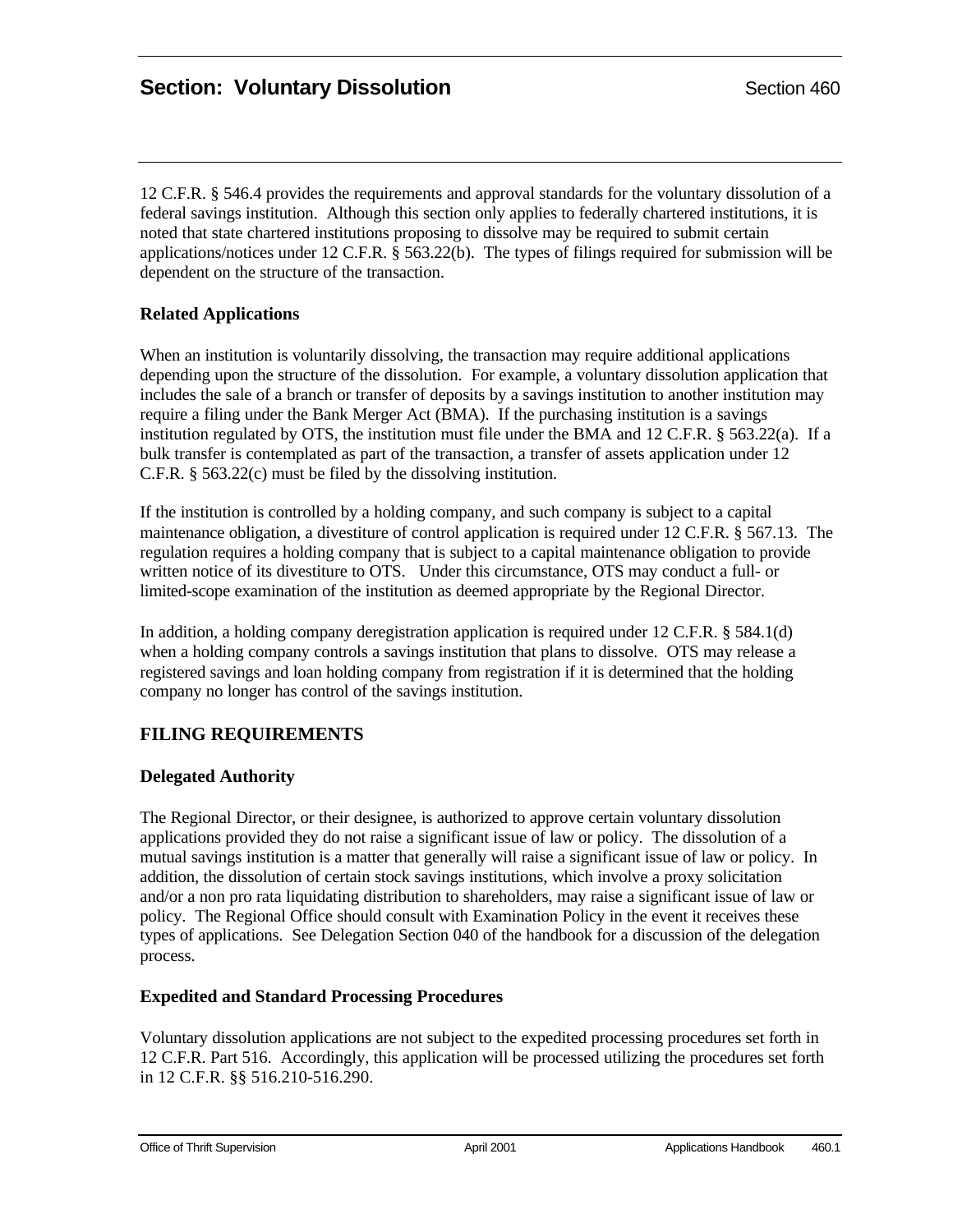# Section: Voluntary Dissolution

Section 460

12 C.F.R. § 546.4 provides the requirements and approval standards for the voluntary dissolution of a federal savings institution. Although this section only applies to federally chartered institutions, it is noted that state chartered institutions proposing to dissolve may be required to submit certain applications/notices under 12 C.F.R. § 563.22(b). The types of filings required for submission will be dependent on the structure of the transaction.

### Related Applications

When an institution is voluntarily dissolving, the transaction may require additional applications depending upon the structure of the dissolution. For example, a voluntary dissolution application that includes the sale of a branch or transfer of deposits by a savings institution to another institution may require a filing under the Bank Merger Act (BMA). If the purchasing institution is a savings institution regulated by OTS, the institution must file under the BMA and 12 C.F.R. § 563.22(a). If a bulk transfer is contemplated as part of the transaction, a transfer of assets application under 12 C.F.R. § 563.22(c) must be filed by the dissolving institution.

If the institution is controlled by a holding company, and such company is subject to a capital maintenance obligation, a divestiture of control application is required under 12 C.F.R. § 567.13. The regulation requires a holding company that is subject to a capital maintenance obligation to provide written notice of its divestiture to OTS. Under this circumstance, OTS may conduct a full- or limited-scope examination of the institution as deemed appropriate by the Regional Director.

In addition, a holding company deregistration application is required under 12 C.F.R. § 584.1(d) when a holding company controls a savings institution that plans to dissolve. OTS may release a registered savings and loan holding company from registration if it is determined that the holding company no longer has control of the savings institution.

## FILING REQUIREMENTS

### Delegated Authority

The Regional Director, or their designee, is authorized to approve certain voluntary dissolution applications provided they do not raise a significant issue of law or policy. The dissolution of a mutual savings institution is a matter that generally will raise a significant issue of law or policy. In addition, the dissolution of certain stock savings institutions, which involve a proxy solicitation and/or a non pro rata liquidating distribution to shareholders, may raise a significant issue of law or policy. The Regional Office should consult with Examination Policy in the event it receives these types of applications. See Delegation Section 040 of the handbook for a discussion of the delegation process.

### Expedited and Standard Processing Procedures

Voluntary dissolution applications are not subject to the expedited processing procedures set forth in 12 C.F.R. Part 516. Accordingly, this application will be processed utilizing the procedures set forth in 12 C.F.R. §§ 516.210-516.290.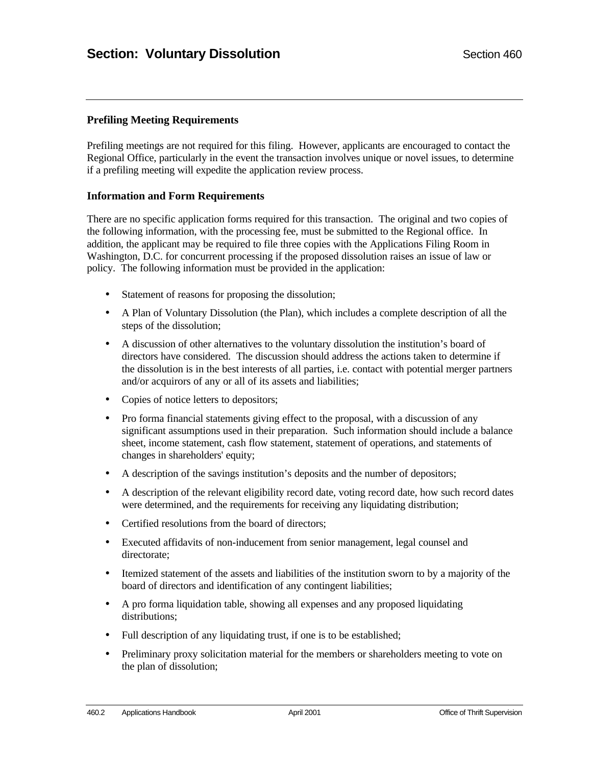## Section: Voluntary Dissolution

### Prefiling Meeting Requirements

Prefiling meetings are not required for this filing. However, applicants are encouraged to contact the Regional Office, particularly in the event the transaction involves unique or novel issues, to determine if a prefiling meeting will expedite the application review process.

### Information and Form Requirements

There are no specific application forms required for this transaction. The original and two copies of the following information, with the processing fee, must be submitted to the Regional office. In addition, the applicant may be required to file three copies with the Applications Filing Room in Washington, D.C. for concurrent processing if the proposed dissolution raises an issue of law or policy. The following information must be provided in the application:

- Statement of reasons for proposing the dissolution;
- A Plan of Voluntary Dissolution (the Plan), which includes a complete description of all the steps of the dissolution;
- A discussion of other alternatives to the voluntary dissolution the institution's board of directors have considered. The discussion should address the actions taken to determine if the dissolution is in the best interests of all parties, i.e. contact with potential merger partners and/or acquirors of any or all of its assets and liabilities;
- Copies of notice letters to depositors;
- Pro forma financial statements giving effect to the proposal, with a discussion of any significant assumptions used in their preparation. Such information should include a balance sheet, income statement, cash flow statement, statement of operations, and statements of changes in shareholders' equity;
- A description of the savings institution's deposits and the number of depositors;
- A description of the relevant eligibility record date, voting record date, how such record dates were determined, and the requirements for receiving any liquidating distribution;
- Certified resolutions from the board of directors;
- Executed affidavits of non-inducement from senior management, legal counsel and directorate;
- Itemized statement of the assets and liabilities of the institution sworn to by a majority of the board of directors and identification of any contingent liabilities;
- A pro forma liquidation table, showing all expenses and any proposed liquidating distributions;
- Full description of any liquidating trust, if one is to be established;
- Preliminary proxy solicitation material for the members or shareholders meeting to vote on the plan of dissolution;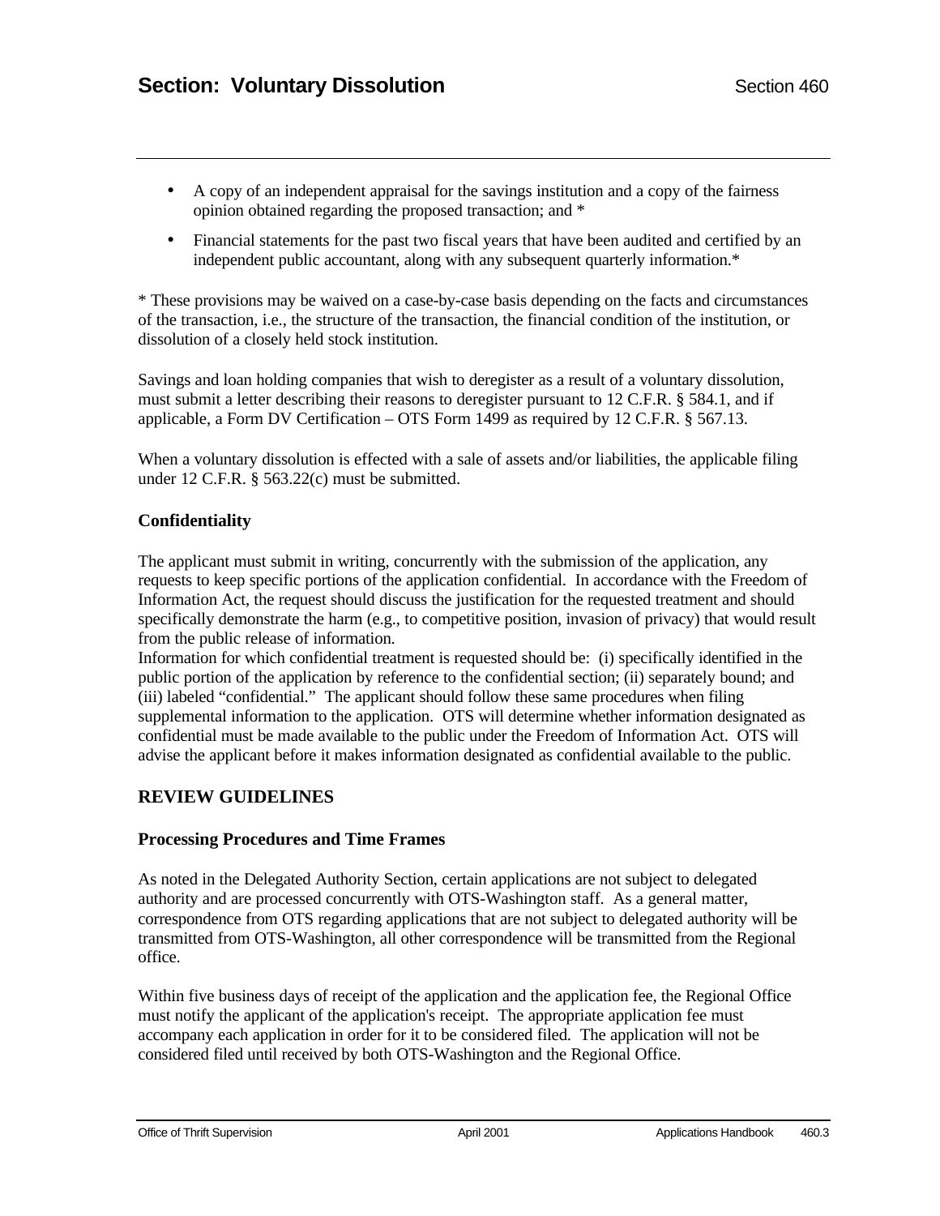- A copy of an independent appraisal for the savings institution and a copy of the fairness opinion obtained regarding the proposed transaction; and *
- Financial statements for the past two fiscal years that have been audited and certified by an independent public accountant, along with any subsequent quarterly information.*

* These provisions may be waived on a case-by-case basis depending on the facts and circumstances of the transaction, i.e., the structure of the transaction, the financial condition of the institution, or dissolution of a closely held stock institution.

Savings and loan holding companies that wish to deregister as a result of a voluntary dissolution, must submit a letter describing their reasons to deregister pursuant to 12 C.F.R. § 584.1, and if applicable, a Form DV Certification – OTS Form 1499 as required by 12 C.F.R. § 567.13.

When a voluntary dissolution is effected with a sale of assets and/or liabilities, the applicable filing under 12 C.F.R. § 563.22(c) must be submitted.

### Confidentiality

The applicant must submit in writing, concurrently with the submission of the application, any requests to keep specific portions of the application confidential. In accordance with the Freedom of Information Act, the request should discuss the justification for the requested treatment and should specifically demonstrate the harm (e.g., to competitive position, invasion of privacy) that would result from the public release of information.

Information for which confidential treatment is requested should be: (i) specifically identified in the public portion of the application by reference to the confidential section; (ii) separately bound; and (iii) labeled "confidential." The applicant should follow these same procedures when filing supplemental information to the application. OTS will determine whether information designated as confidential must be made available to the public under the Freedom of Information Act. OTS will advise the applicant before it makes information designated as confidential available to the public.

## REVIEW GUIDELINES

### Processing Procedures and Time Frames

As noted in the Delegated Authority Section, certain applications are not subject to delegated authority and are processed concurrently with OTS-Washington staff. As a general matter, correspondence from OTS regarding applications that are not subject to delegated authority will be transmitted from OTS-Washington, all other correspondence will be transmitted from the Regional office.

Within five business days of receipt of the application and the application fee, the Regional Office must notify the applicant of the application's receipt. The appropriate application fee must accompany each application in order for it to be considered filed. The application will not be considered filed until received by both OTS-Washington and the Regional Office.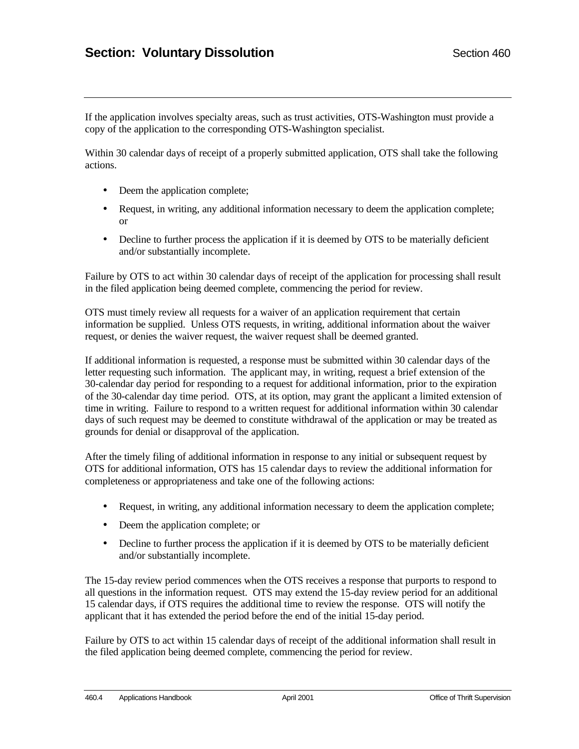If the application involves specialty areas, such as trust activities, OTS-Washington must provide a copy of the application to the corresponding OTS-Washington specialist.

Within 30 calendar days of receipt of a properly submitted application, OTS shall take the following actions.

- Deem the application complete;
- Request, in writing, any additional information necessary to deem the application complete; or
- Decline to further process the application if it is deemed by OTS to be materially deficient and/or substantially incomplete.

Failure by OTS to act within 30 calendar days of receipt of the application for processing shall result in the filed application being deemed complete, commencing the period for review.

OTS must timely review all requests for a waiver of an application requirement that certain information be supplied. Unless OTS requests, in writing, additional information about the waiver request, or denies the waiver request, the waiver request shall be deemed granted.

If additional information is requested, a response must be submitted within 30 calendar days of the letter requesting such information. The applicant may, in writing, request a brief extension of the 30-calendar day period for responding to a request for additional information, prior to the expiration of the 30-calendar day time period. OTS, at its option, may grant the applicant a limited extension of time in writing. Failure to respond to a written request for additional information within 30 calendar days of such request may be deemed to constitute withdrawal of the application or may be treated as grounds for denial or disapproval of the application.

After the timely filing of additional information in response to any initial or subsequent request by OTS for additional information, OTS has 15 calendar days to review the additional information for completeness or appropriateness and take one of the following actions:

- Request, in writing, any additional information necessary to deem the application complete;
- Deem the application complete; or
- Decline to further process the application if it is deemed by OTS to be materially deficient and/or substantially incomplete.

The 15-day review period commences when the OTS receives a response that purports to respond to all questions in the information request. OTS may extend the 15-day review period for an additional 15 calendar days, if OTS requires the additional time to review the response. OTS will notify the applicant that it has extended the period before the end of the initial 15-day period.

Failure by OTS to act within 15 calendar days of receipt of the additional information shall result in the filed application being deemed complete, commencing the period for review.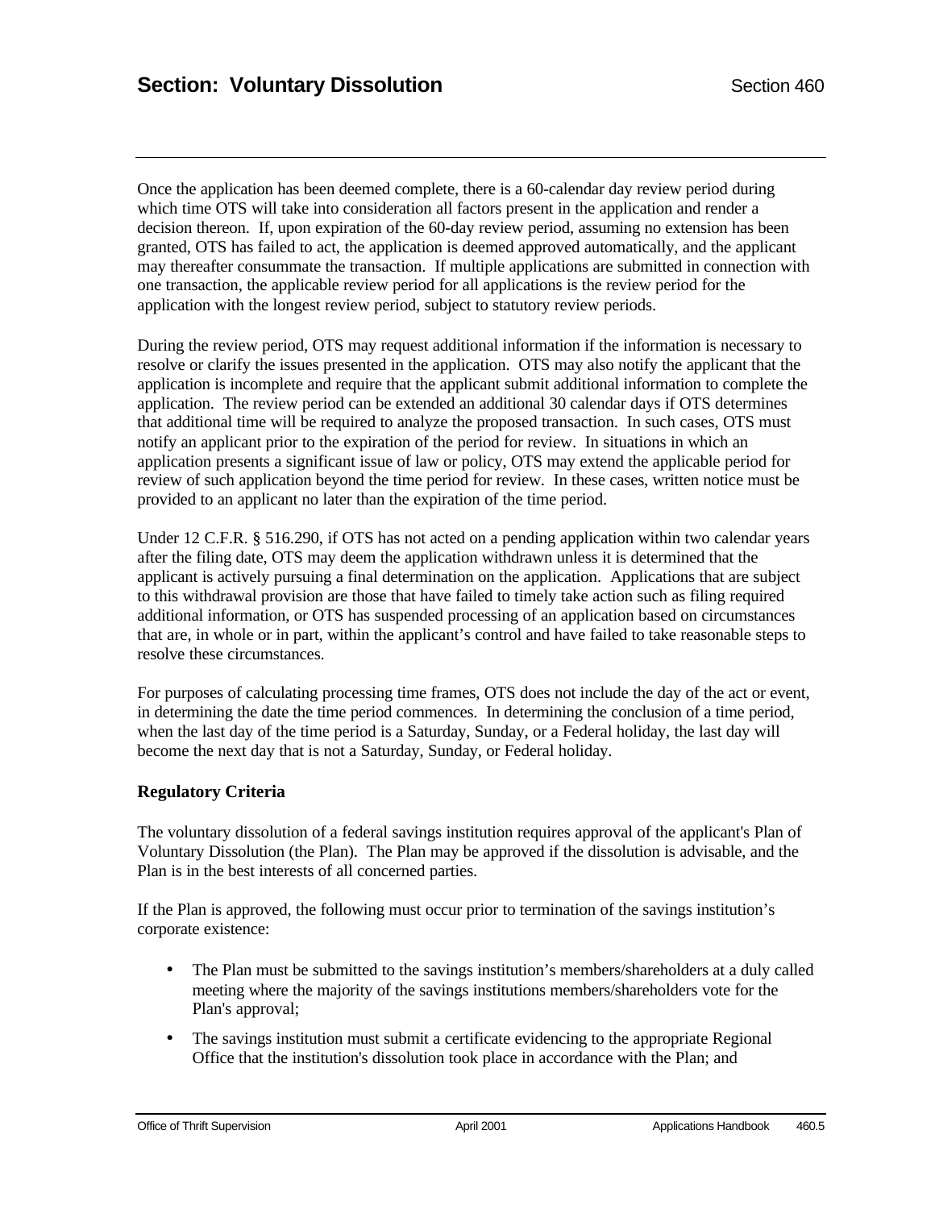Once the application has been deemed complete, there is a 60-calendar day review period during which time OTS will take into consideration all factors present in the application and render a decision thereon. If, upon expiration of the 60-day review period, assuming no extension has been granted, OTS has failed to act, the application is deemed approved automatically, and the applicant may thereafter consummate the transaction. If multiple applications are submitted in connection with one transaction, the applicable review period for all applications is the review period for the application with the longest review period, subject to statutory review periods.

During the review period, OTS may request additional information if the information is necessary to resolve or clarify the issues presented in the application. OTS may also notify the applicant that the application is incomplete and require that the applicant submit additional information to complete the application. The review period can be extended an additional 30 calendar days if OTS determines that additional time will be required to analyze the proposed transaction. In such cases, OTS must notify an applicant prior to the expiration of the period for review. In situations in which an application presents a significant issue of law or policy, OTS may extend the applicable period for review of such application beyond the time period for review. In these cases, written notice must be provided to an applicant no later than the expiration of the time period.

Under 12 C.F.R. § 516.290, if OTS has not acted on a pending application within two calendar years after the filing date, OTS may deem the application withdrawn unless it is determined that the applicant is actively pursuing a final determination on the application. Applications that are subject to this withdrawal provision are those that have failed to timely take action such as filing required additional information, or OTS has suspended processing of an application based on circumstances that are, in whole or in part, within the applicant's control and have failed to take reasonable steps to resolve these circumstances.

For purposes of calculating processing time frames, OTS does not include the day of the act or event, in determining the date the time period commences. In determining the conclusion of a time period, when the last day of the time period is a Saturday, Sunday, or a Federal holiday, the last day will become the next day that is not a Saturday, Sunday, or Federal holiday.

### Regulatory Criteria

The voluntary dissolution of a federal savings institution requires approval of the applicant's Plan of Voluntary Dissolution (the Plan). The Plan may be approved if the dissolution is advisable, and the Plan is in the best interests of all concerned parties.

If the Plan is approved, the following must occur prior to termination of the savings institution's corporate existence:

- The Plan must be submitted to the savings institution's members/shareholders at a duly called meeting where the majority of the savings institutions members/shareholders vote for the Plan's approval;
- The savings institution must submit a certificate evidencing to the appropriate Regional Office that the institution's dissolution took place in accordance with the Plan; and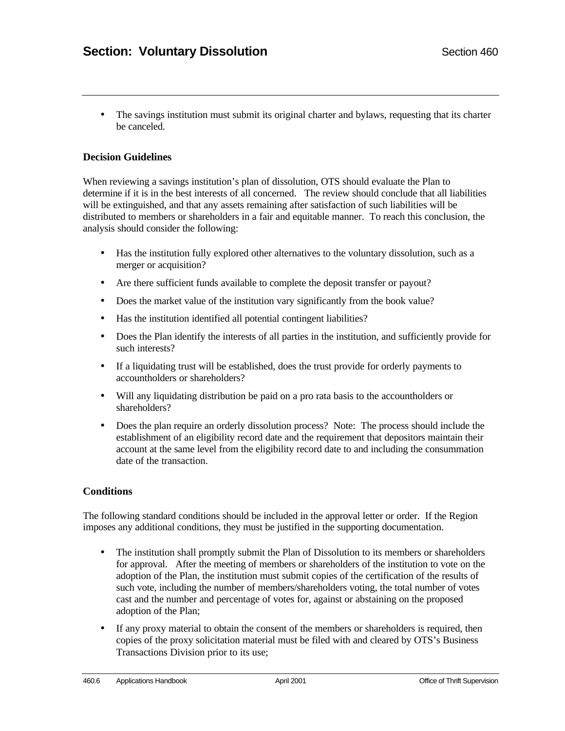- The savings institution must submit its original charter and bylaws, requesting that its charter be canceled.

**Decision Guidelines**

When reviewing a savings institution's plan of dissolution, OTS should evaluate the Plan to determine if it is in the best interests of all concerned. The review should conclude that all liabilities will be extinguished, and that any assets remaining after satisfaction of such liabilities will be distributed to members or shareholders in a fair and equitable manner. To reach this conclusion, the analysis should consider the following:

- Has the institution fully explored other alternatives to the voluntary dissolution, such as a merger or acquisition?
- Are there sufficient funds available to complete the deposit transfer or payout?
- Does the market value of the institution vary significantly from the book value?
- Has the institution identified all potential contingent liabilities?
- Does the Plan identify the interests of all parties in the institution, and sufficiently provide for such interests?
- If a liquidating trust will be established, does the trust provide for orderly payments to accountholders or shareholders?
- Will any liquidating distribution be paid on a pro rata basis to the accountholders or shareholders?
- Does the plan require an orderly dissolution process? Note: The process should include the establishment of an eligibility record date and the requirement that depositors maintain their account at the same level from the eligibility record date to and including the consummation date of the transaction.

**Conditions**

The following standard conditions should be included in the approval letter or order. If the Region imposes any additional conditions, they must be justified in the supporting documentation.

- The institution shall promptly submit the Plan of Dissolution to its members or shareholders for approval. After the meeting of members or shareholders of the institution to vote on the adoption of the Plan, the institution must submit copies of the certification of the results of such vote, including the number of members/shareholders voting, the total number of votes cast and the number and percentage of votes for, against or abstaining on the proposed adoption of the Plan;
- If any proxy material to obtain the consent of the members or shareholders is required, then copies of the proxy solicitation material must be filed with and cleared by OTS's Business Transactions Division prior to its use;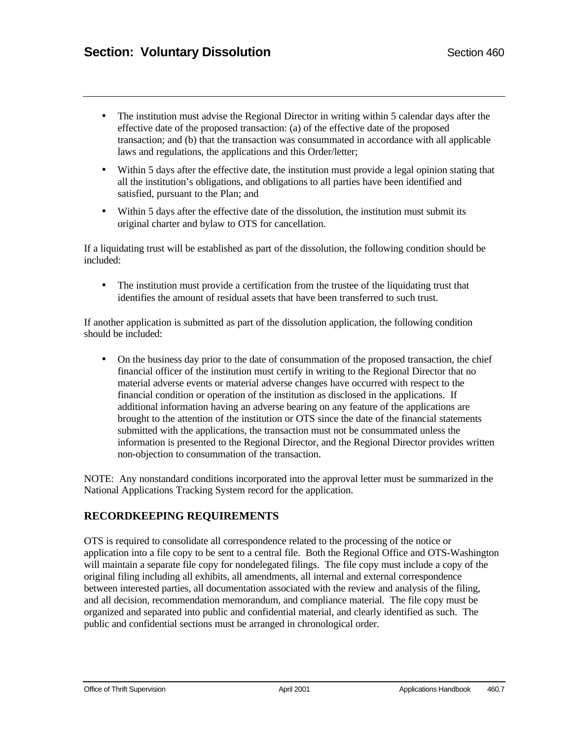- The institution must advise the Regional Director in writing within 5 calendar days after the effective date of the proposed transaction: (a) of the effective date of the proposed transaction; and (b) that the transaction was consummated in accordance with all applicable laws and regulations, the applications and this Order/letter;
- Within 5 days after the effective date, the institution must provide a legal opinion stating that all the institution's obligations, and obligations to all parties have been identified and satisfied, pursuant to the Plan; and
- Within 5 days after the effective date of the dissolution, the institution must submit its original charter and bylaw to OTS for cancellation.

If a liquidating trust will be established as part of the dissolution, the following condition should be included:

- The institution must provide a certification from the trustee of the liquidating trust that identifies the amount of residual assets that have been transferred to such trust.

If another application is submitted as part of the dissolution application, the following condition should be included:

- On the business day prior to the date of consummation of the proposed transaction, the chief financial officer of the institution must certify in writing to the Regional Director that no material adverse events or material adverse changes have occurred with respect to the financial condition or operation of the institution as disclosed in the applications. If additional information having an adverse bearing on any feature of the applications are brought to the attention of the institution or OTS since the date of the financial statements submitted with the applications, the transaction must not be consummated unless the information is presented to the Regional Director, and the Regional Director provides written non-objection to consummation of the transaction.

NOTE: Any nonstandard conditions incorporated into the approval letter must be summarized in the National Applications Tracking System record for the application.

## RECORDKEEPING REQUIREMENTS

OTS is required to consolidate all correspondence related to the processing of the notice or application into a file copy to be sent to a central file. Both the Regional Office and OTS-Washington will maintain a separate file copy for nondelegated filings. The file copy must include a copy of the original filing including all exhibits, all amendments, all internal and external correspondence between interested parties, all documentation associated with the review and analysis of the filing, and all decision, recommendation memorandum, and compliance material. The file copy must be organized and separated into public and confidential material, and clearly identified as such. The public and confidential sections must be arranged in chronological order.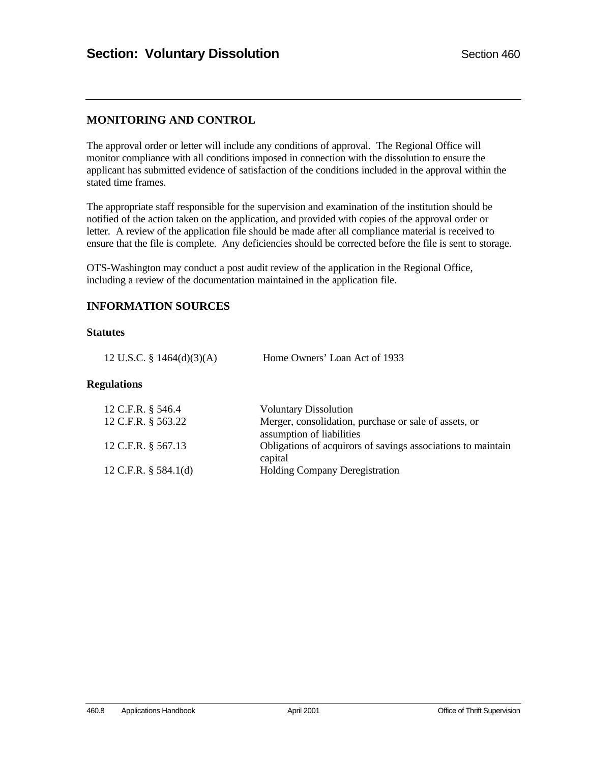## MONITORING AND CONTROL

The approval order or letter will include any conditions of approval. The Regional Office will monitor compliance with all conditions imposed in connection with the dissolution to ensure the applicant has submitted evidence of satisfaction of the conditions included in the approval within the stated time frames.

The appropriate staff responsible for the supervision and examination of the institution should be notified of the action taken on the application, and provided with copies of the approval order or letter. A review of the application file should be made after all compliance material is received to ensure that the file is complete. Any deficiencies should be corrected before the file is sent to storage.

OTS-Washington may conduct a post audit review of the application in the Regional Office, including a review of the documentation maintained in the application file.

## INFORMATION SOURCES

### Statutes

| | |
|---|---|
| 12 U.S.C. § 1464(d)(3)(A) | Home Owners' Loan Act of 1933 |

### Regulations

| | |
|---|---|
| 12 C.F.R. § 546.4 | Voluntary Dissolution |
| 12 C.F.R. § 563.22 | Merger, consolidation, purchase or sale of assets, or assumption of liabilities |
| 12 C.F.R. § 567.13 | Obligations of acquirors of savings associations to maintain capital |
| 12 C.F.R. § 584.1(d) | Holding Company Deregistration |